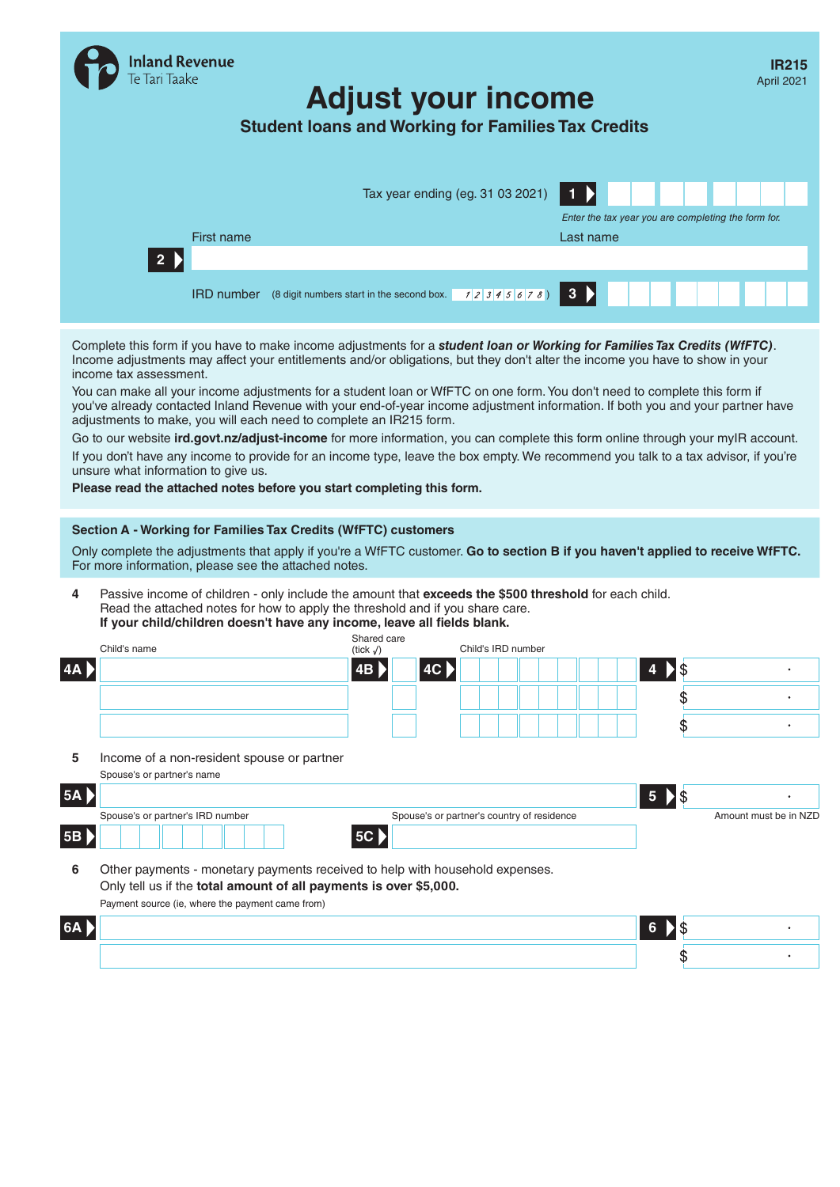Inland Revenue
Te Tari Taake

**IR215**
April 2021

# Adjust your income

## Student loans and Working for Families Tax Credits

Tax year ending (eg. 31 03 2021) **1**

*Enter the tax year you are completing the form for.*

**2** First name | Last name

IRD number (8 digit numbers start in the second box. 1 2 3 4 5 6 7 8) **3**

Complete this form if you have to make income adjustments for a ***student loan or Working for Families Tax Credits (WfFTC)***. Income adjustments may affect your entitlements and/or obligations, but they don't alter the income you have to show in your income tax assessment.

You can make all your income adjustments for a student loan or WfFTC on one form. You don't need to complete this form if you've already contacted Inland Revenue with your end-of-year income adjustment information. If both you and your partner have adjustments to make, you will each need to complete an IR215 form.

Go to our website **ird.govt.nz/adjust-income** for more information, you can complete this form online through your myIR account.

If you don't have any income to provide for an income type, leave the box empty. We recommend you talk to a tax advisor, if you're unsure what information to give us.

**Please read the attached notes before you start completing this form.**

### Section A - Working for Families Tax Credits (WfFTC) customers

Only complete the adjustments that apply if you're a WfFTC customer. **Go to section B if you haven't applied to receive WfFTC.** For more information, please see the attached notes.

**4** Passive income of children - only include the amount that **exceeds the $500 threshold** for each child.
Read the attached notes for how to apply the threshold and if you share care.
**If your child/children doesn't have any income, leave all fields blank.**

| | Child's name | Shared care (tick √) | | Child's IRD number | | Amount |
|---|---|---|---|---|---|---|
| **4A** | | **4B** | | **4C** | | **4** $ . |
| | | | | | | $ . |
| | | | | | | $ . |

**5** Income of a non-resident spouse or partner

**5A** Spouse's or partner's name | **5** $ .

Amount must be in NZD

**5B** Spouse's or partner's IRD number | **5C** Spouse's or partner's country of residence

**6** Other payments - monetary payments received to help with household expenses.
Only tell us if the **total amount of all payments is over $5,000.**

| | Payment source (ie, where the payment came from) | Amount |
|---|---|---|
| **6A** | | **6** $ . |
| | | $ . |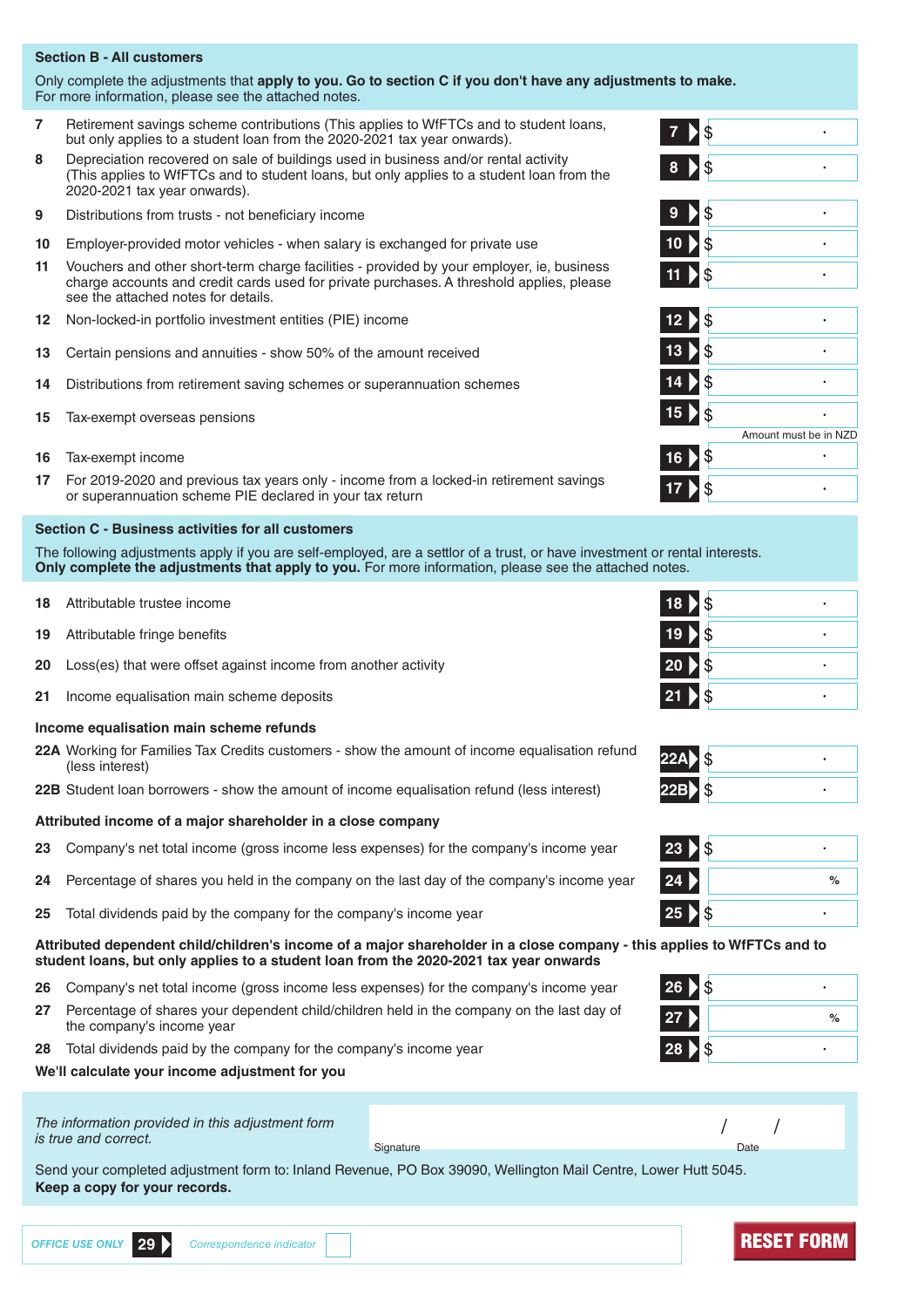## Section B - All customers

Only complete the adjustments that **apply to you. Go to section C if you don't have any adjustments to make.**
For more information, please see the attached notes.

| | | | |
|---|---|---|---|
| 7 | Retirement savings scheme contributions (This applies to WfFTCs and to student loans, but only applies to a student loan from the 2020-2021 tax year onwards). | 7 | $ . |
| 8 | Depreciation recovered on sale of buildings used in business and/or rental activity (This applies to WfFTCs and to student loans, but only applies to a student loan from the 2020-2021 tax year onwards). | 8 | $ . |
| 9 | Distributions from trusts - not beneficiary income | 9 | $ . |
| 10 | Employer-provided motor vehicles - when salary is exchanged for private use | 10 | $ . |
| 11 | Vouchers and other short-term charge facilities - provided by your employer, ie, business charge accounts and credit cards used for private purchases. A threshold applies, please see the attached notes for details. | 11 | $ . |
| 12 | Non-locked-in portfolio investment entities (PIE) income | 12 | $ . |
| 13 | Certain pensions and annuities - show 50% of the amount received | 13 | $ . |
| 14 | Distributions from retirement saving schemes or superannuation schemes | 14 | $ . |
| 15 | Tax-exempt overseas pensions | 15 | $ . (Amount must be in NZD) |
| 16 | Tax-exempt income | 16 | $ . |
| 17 | For 2019-2020 and previous tax years only - income from a locked-in retirement savings or superannuation scheme PIE declared in your tax return | 17 | $ . |

## Section C - Business activities for all customers

The following adjustments apply if you are self-employed, are a settlor of a trust, or have investment or rental interests.
**Only complete the adjustments that apply to you.** For more information, please see the attached notes.

| | | | |
|---|---|---|---|
| 18 | Attributable trustee income | 18 | $ . |
| 19 | Attributable fringe benefits | 19 | $ . |
| 20 | Loss(es) that were offset against income from another activity | 20 | $ . |
| 21 | Income equalisation main scheme deposits | 21 | $ . |

**Income equalisation main scheme refunds**

| | | | |
|---|---|---|---|
| 22A | Working for Families Tax Credits customers - show the amount of income equalisation refund (less interest) | 22A | $ . |
| 22B | Student loan borrowers - show the amount of income equalisation refund (less interest) | 22B | $ . |

**Attributed income of a major shareholder in a close company**

| | | | |
|---|---|---|---|
| 23 | Company's net total income (gross income less expenses) for the company's income year | 23 | $ . |
| 24 | Percentage of shares you held in the company on the last day of the company's income year | 24 | % |
| 25 | Total dividends paid by the company for the company's income year | 25 | $ . |

**Attributed dependent child/children's income of a major shareholder in a close company - this applies to WfFTCs and to student loans, but only applies to a student loan from the 2020-2021 tax year onwards**

| | | | |
|---|---|---|---|
| 26 | Company's net total income (gross income less expenses) for the company's income year | 26 | $ . |
| 27 | Percentage of shares your dependent child/children held in the company on the last day of the company's income year | 27 | % |
| 28 | Total dividends paid by the company for the company's income year | 28 | $ . |

**We'll calculate your income adjustment for you**

*The information provided in this adjustment form is true and correct.*

Signature ____________________ Date ___ / ___ / ___

Send your completed adjustment form to: Inland Revenue, PO Box 39090, Wellington Mail Centre, Lower Hutt 5045.
**Keep a copy for your records.**

*OFFICE USE ONLY* 29 *Correspondence indicator* ☐

RESET FORM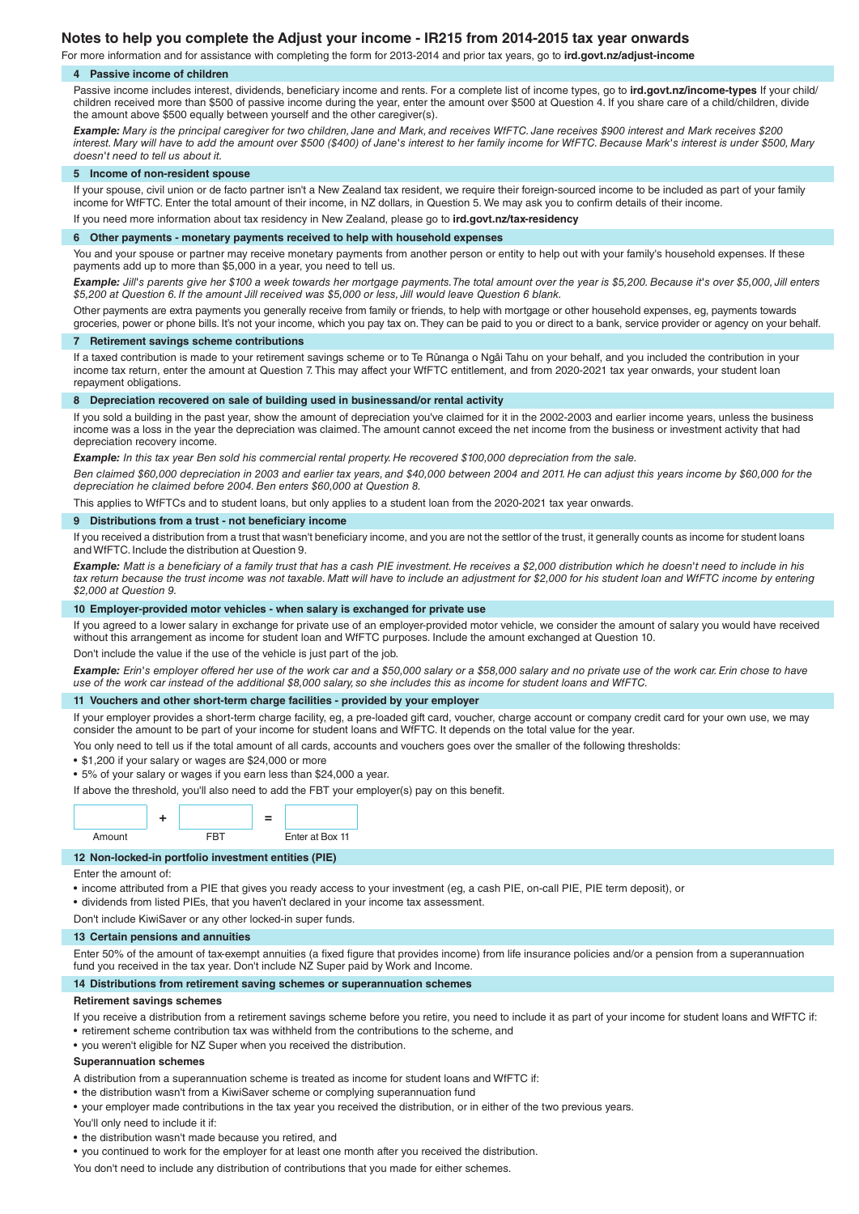# Notes to help you complete the Adjust your income - IR215 from 2014-2015 tax year onwards

For more information and for assistance with completing the form for 2013-2014 and prior tax years, go to **ird.govt.nz/adjust-income**

## 4 Passive income of children

Passive income includes interest, dividends, beneficiary income and rents. For a complete list of income types, go to **ird.govt.nz/income-types** If your child/children received more than $500 of passive income during the year, enter the amount over $500 at Question 4. If you share care of a child/children, divide the amount above $500 equally between yourself and the other caregiver(s).

***Example:*** *Mary is the principal caregiver for two children, Jane and Mark, and receives WfFTC. Jane receives $900 interest and Mark receives $200 interest. Mary will have to add the amount over $500 ($400) of Jane's interest to her family income for WfFTC. Because Mark's interest is under $500, Mary doesn't need to tell us about it.*

## 5 Income of non-resident spouse

If your spouse, civil union or de facto partner isn't a New Zealand tax resident, we require their foreign-sourced income to be included as part of your family income for WfFTC. Enter the total amount of their income, in NZ dollars, in Question 5. We may ask you to confirm details of their income.

If you need more information about tax residency in New Zealand, please go to **ird.govt.nz/tax-residency**

## 6 Other payments - monetary payments received to help with household expenses

You and your spouse or partner may receive monetary payments from another person or entity to help out with your family's household expenses. If these payments add up to more than $5,000 in a year, you need to tell us.

***Example:*** *Jill's parents give her $100 a week towards her mortgage payments. The total amount over the year is $5,200. Because it's over $5,000, Jill enters $5,200 at Question 6. If the amount Jill received was $5,000 or less, Jill would leave Question 6 blank.*

Other payments are extra payments you generally receive from family or friends, to help with mortgage or other household expenses, eg, payments towards groceries, power or phone bills. It's not your income, which you pay tax on. They can be paid to you or direct to a bank, service provider or agency on your behalf.

## 7 Retirement savings scheme contributions

If a taxed contribution is made to your retirement savings scheme or to Te Rūnanga o Ngāi Tahu on your behalf, and you included the contribution in your income tax return, enter the amount at Question 7. This may affect your WfFTC entitlement, and from 2020-2021 tax year onwards, your student loan repayment obligations.

## 8 Depreciation recovered on sale of building used in businessand/or rental activity

If you sold a building in the past year, show the amount of depreciation you've claimed for it in the 2002-2003 and earlier income years, unless the business income was a loss in the year the depreciation was claimed. The amount cannot exceed the net income from the business or investment activity that had depreciation recovery income.

***Example:*** *In this tax year Ben sold his commercial rental property. He recovered $100,000 depreciation from the sale.*

*Ben claimed $60,000 depreciation in 2003 and earlier tax years, and $40,000 between 2004 and 2011. He can adjust this years income by $60,000 for the depreciation he claimed before 2004. Ben enters $60,000 at Question 8.*

This applies to WfFTCs and to student loans, but only applies to a student loan from the 2020-2021 tax year onwards.

## 9 Distributions from a trust - not beneficiary income

If you received a distribution from a trust that wasn't beneficiary income, and you are not the settlor of the trust, it generally counts as income for student loans and WfFTC. Include the distribution at Question 9.

***Example:*** *Matt is a beneficiary of a family trust that has a cash PIE investment. He receives a $2,000 distribution which he doesn't need to include in his tax return because the trust income was not taxable. Matt will have to include an adjustment for $2,000 for his student loan and WfFTC income by entering $2,000 at Question 9.*

## 10 Employer-provided motor vehicles - when salary is exchanged for private use

If you agreed to a lower salary in exchange for private use of an employer-provided motor vehicle, we consider the amount of salary you would have received without this arrangement as income for student loan and WfFTC purposes. Include the amount exchanged at Question 10.

Don't include the value if the use of the vehicle is just part of the job.

***Example:*** *Erin's employer offered her use of the work car and a $50,000 salary or a $58,000 salary and no private use of the work car. Erin chose to have use of the work car instead of the additional $8,000 salary, so she includes this as income for student loans and WfFTC.*

## 11 Vouchers and other short-term charge facilities - provided by your employer

If your employer provides a short-term charge facility, eg, a pre-loaded gift card, voucher, charge account or company credit card for your own use, we may consider the amount to be part of your income for student loans and WfFTC. It depends on the total value for the year.

You only need to tell us if the total amount of all cards, accounts and vouchers goes over the smaller of the following thresholds:

- $1,200 if your salary or wages are $24,000 or more
- 5% of your salary or wages if you earn less than $24,000 a year.

If above the threshold, you'll also need to add the FBT your employer(s) pay on this benefit.

| | | | | |
|---|---|---|---|---|
| | + | | = | |
| Amount | | FBT | | Enter at Box 11 |

## 12 Non-locked-in portfolio investment entities (PIE)

Enter the amount of:

- income attributed from a PIE that gives you ready access to your investment (eg, a cash PIE, on-call PIE, PIE term deposit), or
- dividends from listed PIEs, that you haven't declared in your income tax assessment.

Don't include KiwiSaver or any other locked-in super funds.

## 13 Certain pensions and annuities

Enter 50% of the amount of tax-exempt annuities (a fixed figure that provides income) from life insurance policies and/or a pension from a superannuation fund you received in the tax year. Don't include NZ Super paid by Work and Income.

## 14 Distributions from retirement saving schemes or superannuation schemes

### Retirement savings schemes

If you receive a distribution from a retirement savings scheme before you retire, you need to include it as part of your income for student loans and WfFTC if:

- retirement scheme contribution tax was withheld from the contributions to the scheme, and
- you weren't eligible for NZ Super when you received the distribution.

### Superannuation schemes

A distribution from a superannuation scheme is treated as income for student loans and WfFTC if:

- the distribution wasn't from a KiwiSaver scheme or complying superannuation fund
- your employer made contributions in the tax year you received the distribution, or in either of the two previous years.

You'll only need to include it if:

- the distribution wasn't made because you retired, and
- you continued to work for the employer for at least one month after you received the distribution.

You don't need to include any distribution of contributions that you made for either schemes.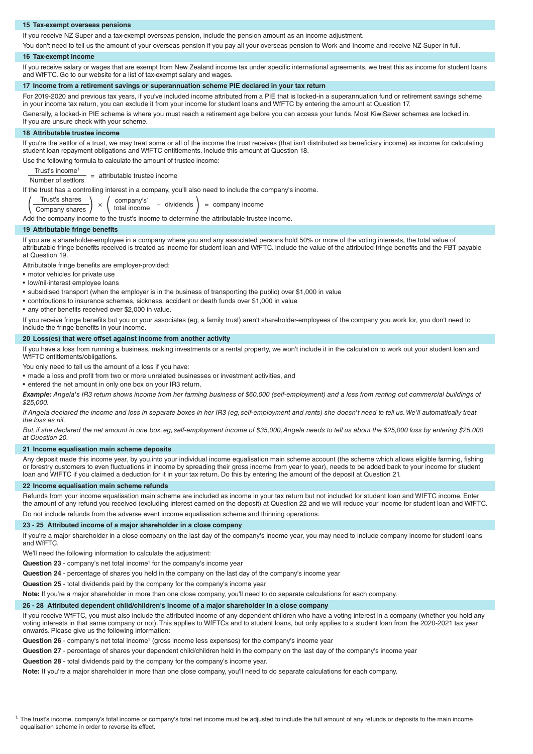## 15 Tax-exempt overseas pensions

If you receive NZ Super and a tax-exempt overseas pension, include the pension amount as an income adjustment.

You don't need to tell us the amount of your overseas pension if you pay all your overseas pension to Work and Income and receive NZ Super in full.

## 16 Tax-exempt income

If you receive salary or wages that are exempt from New Zealand income tax under specific international agreements, we treat this as income for student loans and WfFTC. Go to our website for a list of tax-exempt salary and wages.

## 17 Income from a retirement savings or superannuation scheme PIE declared in your tax return

For 2019-2020 and previous tax years, if you've included income attributed from a PIE that is locked-in a superannuation fund or retirement savings scheme in your income tax return, you can exclude it from your income for student loans and WfFTC by entering the amount at Question 17.

Generally, a locked-in PIE scheme is where you must reach a retirement age before you can access your funds. Most KiwiSaver schemes are locked in. If you are unsure check with your scheme.

## 18 Attributable trustee income

If you're the settlor of a trust, we may treat some or all of the income the trust receives (that isn't distributed as beneficiary income) as income for calculating student loan repayment obligations and WfFTC entitlements. Include this amount at Question 18.

Use the following formula to calculate the amount of trustee income:

$$\frac{\text{Trust's income}^{1}}{\text{Number of settlors}} = \text{attributable trustee income}$$

If the trust has a controlling interest in a company, you'll also need to include the company's income.

$$\left(\frac{\text{Trust's shares}}{\text{Company shares}}\right) \times \left(\begin{array}{c}\text{company's}^{1}\\ \text{total income}\end{array} - \text{dividends}\right) = \text{company income}$$

Add the company income to the trust's income to determine the attributable trustee income.

## 19 Attributable fringe benefits

If you are a shareholder-employee in a company where you and any associated persons hold 50% or more of the voting interests, the total value of attributable fringe benefits received is treated as income for student loan and WfFTC. Include the value of the attributed fringe benefits and the FBT payable at Question 19.

Attributable fringe benefits are employer-provided:

- motor vehicles for private use
- low/nil-interest employee loans
- subsidised transport (when the employer is in the business of transporting the public) over $1,000 in value
- contributions to insurance schemes, sickness, accident or death funds over $1,000 in value
- any other benefits received over $2,000 in value.

If you receive fringe benefits but you or your associates (eg, a family trust) aren't shareholder-employees of the company you work for, you don't need to include the fringe benefits in your income.

## 20 Loss(es) that were offset against income from another activity

If you have a loss from running a business, making investments or a rental property, we won't include it in the calculation to work out your student loan and WfFTC entitlements/obligations.

You only need to tell us the amount of a loss if you have:

- made a loss and profit from two or more unrelated businesses or investment activities, and
- entered the net amount in only one box on your IR3 return.

***Example:*** *Angela's IR3 return shows income from her farming business of $60,000 (self-employment) and a loss from renting out commercial buildings of $25,000.*

*If Angela declared the income and loss in separate boxes in her IR3 (eg, self-employment and rents) she doesn't need to tell us. We'll automatically treat the loss as nil.*

*But, if she declared the net amount in one box, eg, self-employment income of $35,000, Angela needs to tell us about the $25,000 loss by entering $25,000 at Question 20.*

## 21 Income equalisation main scheme deposits

Any deposit made this income year, by you,into your individual income equalisation main scheme account (the scheme which allows eligible farming, fishing or forestry customers to even fluctuations in income by spreading their gross income from year to year), needs to be added back to your income for student loan and WfFTC if you claimed a deduction for it in your tax return. Do this by entering the amount of the deposit at Question 21.

## 22 Income equalisation main scheme refunds

Refunds from your income equalisation main scheme are included as income in your tax return but not included for student loan and WfFTC income. Enter the amount of any refund you received (excluding interest earned on the deposit) at Question 22 and we will reduce your income for student loan and WfFTC.

Do not include refunds from the adverse event income equalisation scheme and thinning operations.

## 23 - 25 Attributed income of a major shareholder in a close company

If you're a major shareholder in a close company on the last day of the company's income year, you may need to include company income for student loans and WfFTC.

We'll need the following information to calculate the adjustment:

**Question 23** - company's net total income[1] for the company's income year

**Question 24** - percentage of shares you held in the company on the last day of the company's income year

**Question 25** - total dividends paid by the company for the company's income year

**Note:** If you're a major shareholder in more than one close company, you'll need to do separate calculations for each company.

## 26 - 28 Attributed dependent child/children's income of a major shareholder in a close company

If you receive WfFTC, you must also include the attributed income of any dependent children who have a voting interest in a company (whether you hold any voting interests in that same company or not). This applies to WfFTCs and to student loans, but only applies to a student loan from the 2020-2021 tax year onwards. Please give us the following information:

**Question 26** - company's net total income[1] (gross income less expenses) for the company's income year

**Question 27** - percentage of shares your dependent child/children held in the company on the last day of the company's income year

**Question 28** - total dividends paid by the company for the company's income year.

**Note:** If you're a major shareholder in more than one close company, you'll need to do separate calculations for each company.

[1] The trust's income, company's total income or company's total net income must be adjusted to include the full amount of any refunds or deposits to the main income equalisation scheme in order to reverse its effect.